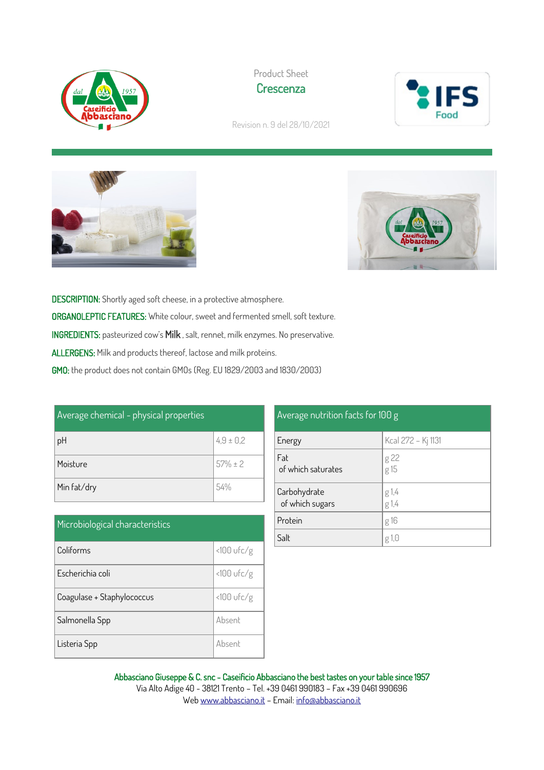Product Sheet

# Crescenza

Revision n. 9 del 28/10/2021

**DESCRIPTION:** Shortly aged soft cheese, in a protective atmosphere.

**ORGANOLEPTIC FEATURES:** White colour, sweet and fermented smell, soft texture.

**INGREDIENTS:** pasteurized cow's **Milk**, salt, rennet, milk enzymes. No preservative.

**ALLERGENS:** Milk and products thereof, lactose and milk proteins.

**GMO:** the product does not contain GMOs (Reg. EU 1829/2003 and 1830/2003)

| Average chemical - physical properties | |
|---|---|
| pH | 4,9 ± 0,2 |
| Moisture | 57% ± 2 |
| Min fat/dry | 54% |

| Microbiological characteristics | |
|---|---|
| Coliforms | <100 ufc/g |
| Escherichia coli | <100 ufc/g |
| Coagulase + Staphylococcus | <100 ufc/g |
| Salmonella Spp | Absent |
| Listeria Spp | Absent |

| Average nutrition facts for 100 g | |
|---|---|
| Energy | Kcal 272 – Kj 1131 |
| Fat<br>of which saturates | g 22<br>g 15 |
| Carbohydrate<br>of which sugars | g 1,4<br>g 1,4 |
| Protein | g 16 |
| Salt | g 1,0 |

**Abbasciano Giuseppe & C. snc – Caseificio Abbasciano the best tastes on your table since 1957**
Via Alto Adige 40 - 38121 Trento – Tel. +39 0461 990183 – Fax +39 0461 990696
Web www.abbasciano.it – Email: info@abbasciano.it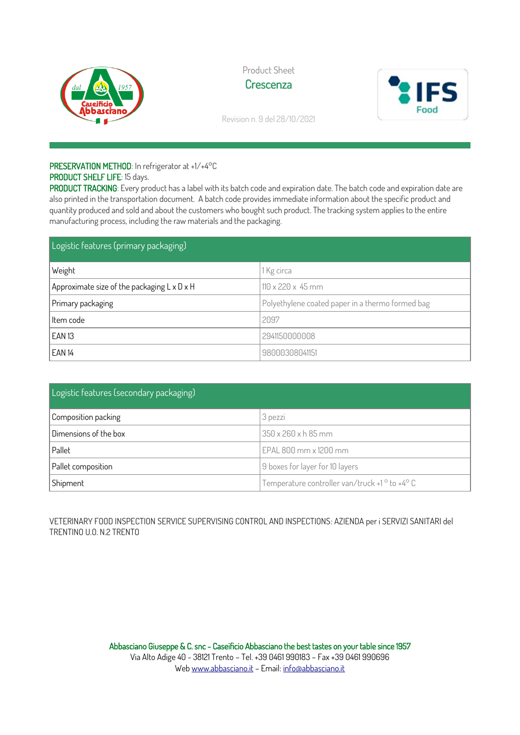Product Sheet

## Crescenza

Revision n. 9 del 28/10/2021

**PRESERVATION METHOD**: In refrigerator at +1/+4°C
**PRODUCT SHELF LIFE**: 15 days.
**PRODUCT TRACKING**: Every product has a label with its batch code and expiration date. The batch code and expiration date are also printed in the transportation document. A batch code provides immediate information about the specific product and quantity produced and sold and about the customers who bought such product. The tracking system applies to the entire manufacturing process, including the raw materials and the packaging.

| Logistic features (primary packaging) | |
|---|---|
| Weight | 1 Kg circa |
| Approximate size of the packaging L x D x H | 110 x 220 x 45 mm |
| Primary packaging | Polyethylene coated paper in a thermo formed bag |
| Item code | 2097 |
| EAN 13 | 2941150000008 |
| EAN 14 | 98000308041151 |

| Logistic features (secondary packaging) | |
|---|---|
| Composition packing | 3 pezzi |
| Dimensions of the box | 350 x 260 x h 85 mm |
| Pallet | EPAL 800 mm x 1200 mm |
| Pallet composition | 9 boxes for layer for 10 layers |
| Shipment | Temperature controller van/truck +1 ° to +4° C |

VETERINARY FOOD INSPECTION SERVICE SUPERVISING CONTROL AND INSPECTIONS: AZIENDA per i SERVIZI SANITARI del TRENTINO U.O. N.2 TRENTO

**Abbasciano Giuseppe & C. snc - Caseificio Abbasciano the best tastes on your table since 1957**
Via Alto Adige 40 - 38121 Trento - Tel. +39 0461 990183 - Fax +39 0461 990696
Web www.abbasciano.it - Email: info@abbasciano.it